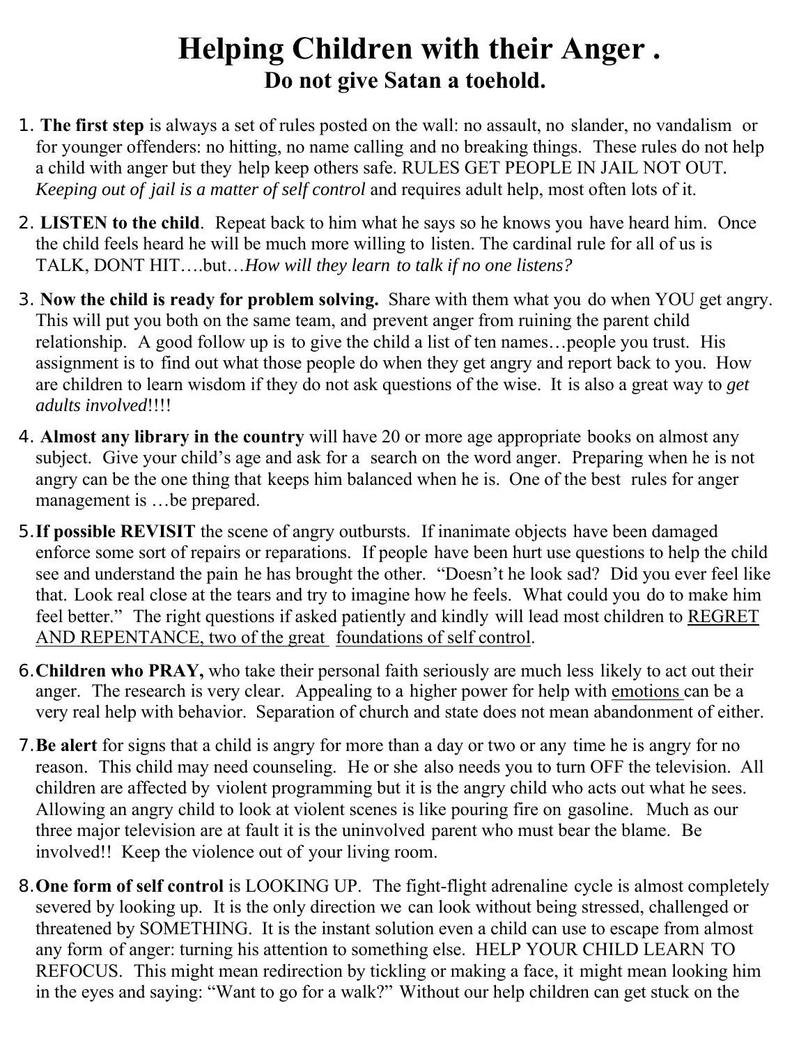# Helping Children with their Anger .

## Do not give Satan a toehold.

1. **The first step** is always a set of rules posted on the wall: no assault, no slander, no vandalism or for younger offenders: no hitting, no name calling and no breaking things. These rules do not help a child with anger but they help keep others safe. RULES GET PEOPLE IN JAIL NOT OUT. *Keeping out of jail is a matter of self control* and requires adult help, most often lots of it.

2. **LISTEN to the child**. Repeat back to him what he says so he knows you have heard him. Once the child feels heard he will be much more willing to listen. The cardinal rule for all of us is TALK, DONT HIT….but…*How will they learn to talk if no one listens?*

3. **Now the child is ready for problem solving.** Share with them what you do when YOU get angry. This will put you both on the same team, and prevent anger from ruining the parent child relationship. A good follow up is to give the child a list of ten names…people you trust. His assignment is to find out what those people do when they get angry and report back to you. How are children to learn wisdom if they do not ask questions of the wise. It is also a great way to *get adults involved*!!!!

4. **Almost any library in the country** will have 20 or more age appropriate books on almost any subject. Give your child's age and ask for a search on the word anger. Preparing when he is not angry can be the one thing that keeps him balanced when he is. One of the best rules for anger management is …be prepared.

5. **If possible REVISIT** the scene of angry outbursts. If inanimate objects have been damaged enforce some sort of repairs or reparations. If people have been hurt use questions to help the child see and understand the pain he has brought the other. "Doesn't he look sad? Did you ever feel like that. Look real close at the tears and try to imagine how he feels. What could you do to make him feel better." The right questions if asked patiently and kindly will lead most children to <u>REGRET AND REPENTANCE, two of the great foundations of self control</u>.

6. **Children who PRAY,** who take their personal faith seriously are much less likely to act out their anger. The research is very clear. Appealing to a higher power for help with <u>emotions</u> can be a very real help with behavior. Separation of church and state does not mean abandonment of either.

7. **Be alert** for signs that a child is angry for more than a day or two or any time he is angry for no reason. This child may need counseling. He or she also needs you to turn OFF the television. All children are affected by violent programming but it is the angry child who acts out what he sees. Allowing an angry child to look at violent scenes is like pouring fire on gasoline. Much as our three major television are at fault it is the uninvolved parent who must bear the blame. Be involved!! Keep the violence out of your living room.

8. **One form of self control** is LOOKING UP. The fight-flight adrenaline cycle is almost completely severed by looking up. It is the only direction we can look without being stressed, challenged or threatened by SOMETHING. It is the instant solution even a child can use to escape from almost any form of anger: turning his attention to something else. HELP YOUR CHILD LEARN TO REFOCUS. This might mean redirection by tickling or making a face, it might mean looking him in the eyes and saying: "Want to go for a walk?" Without our help children can get stuck on the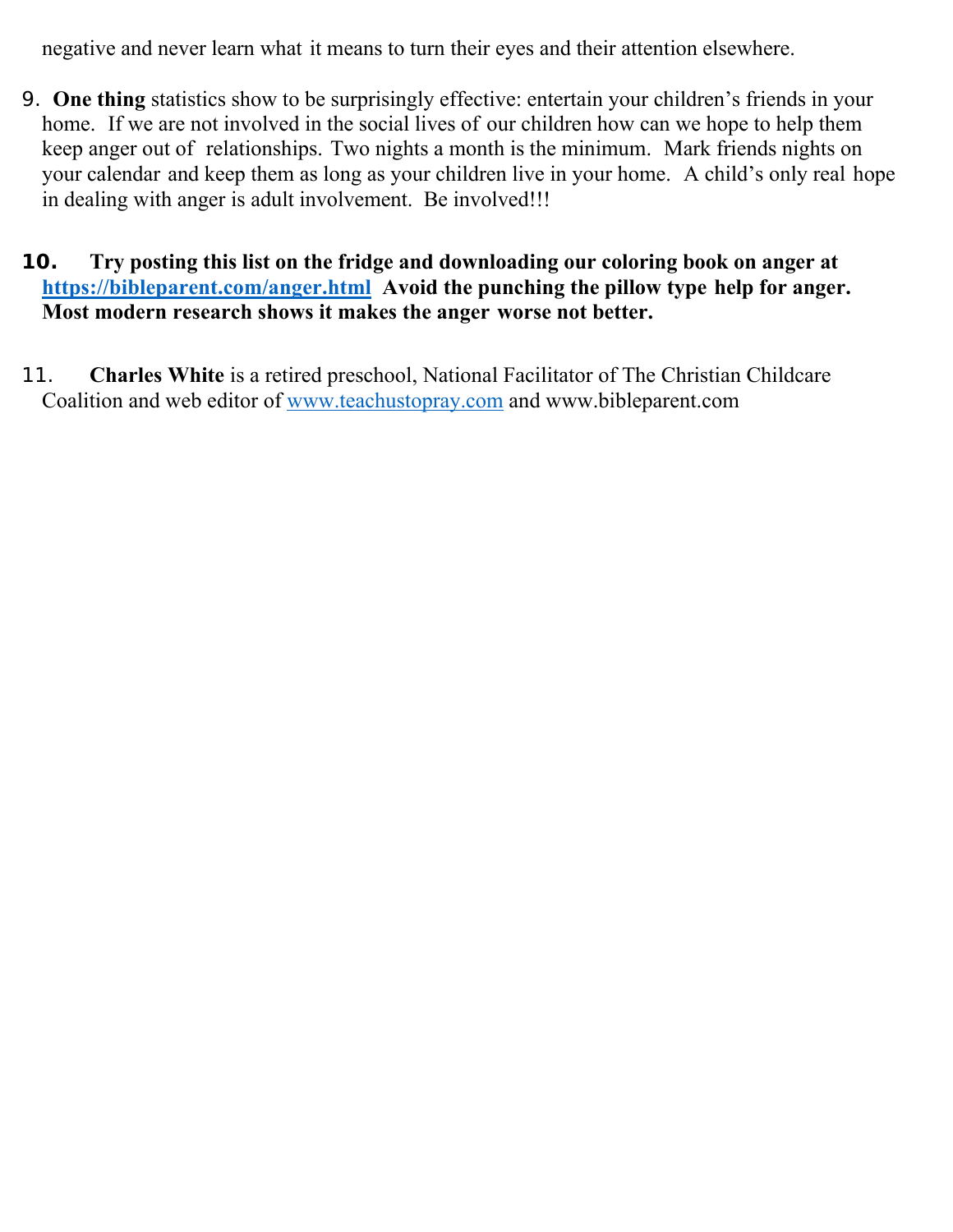negative and never learn what it means to turn their eyes and their attention elsewhere.

9. **One thing** statistics show to be surprisingly effective: entertain your children's friends in your home. If we are not involved in the social lives of our children how can we hope to help them keep anger out of relationships. Two nights a month is the minimum. Mark friends nights on your calendar and keep them as long as your children live in your home. A child's only real hope in dealing with anger is adult involvement. Be involved!!!

10. **Try posting this list on the fridge and downloading our coloring book on anger at [https://bibleparent.com/anger.html](https://bibleparent.com/anger.html) Avoid the punching the pillow type help for anger. Most modern research shows it makes the anger worse not better.**

11. **Charles White** is a retired preschool, National Facilitator of The Christian Childcare Coalition and web editor of [www.teachustopray.com](http://www.teachustopray.com) and www.bibleparent.com